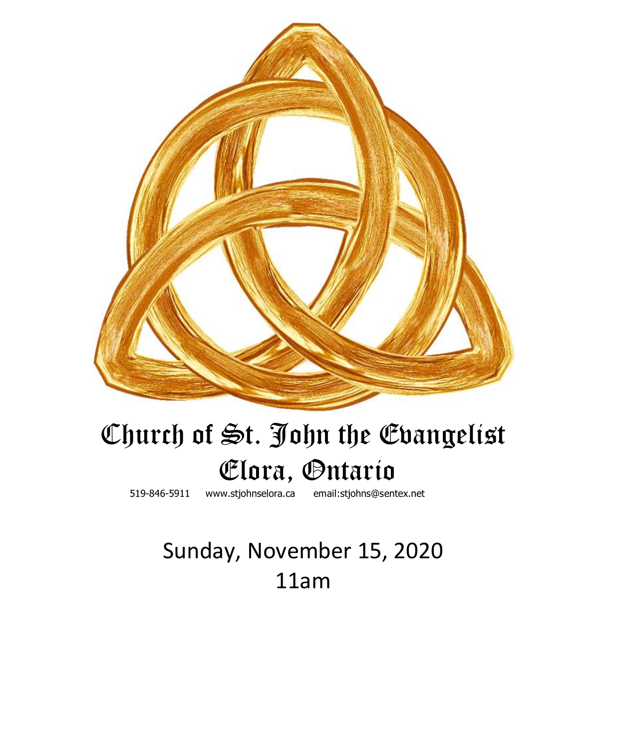# Church of St. John the Evangelist
# Elora, Ontario

519-846-5911 www.stjohnselora.ca email:stjohns@sentex.net

Sunday, November 15, 2020

11am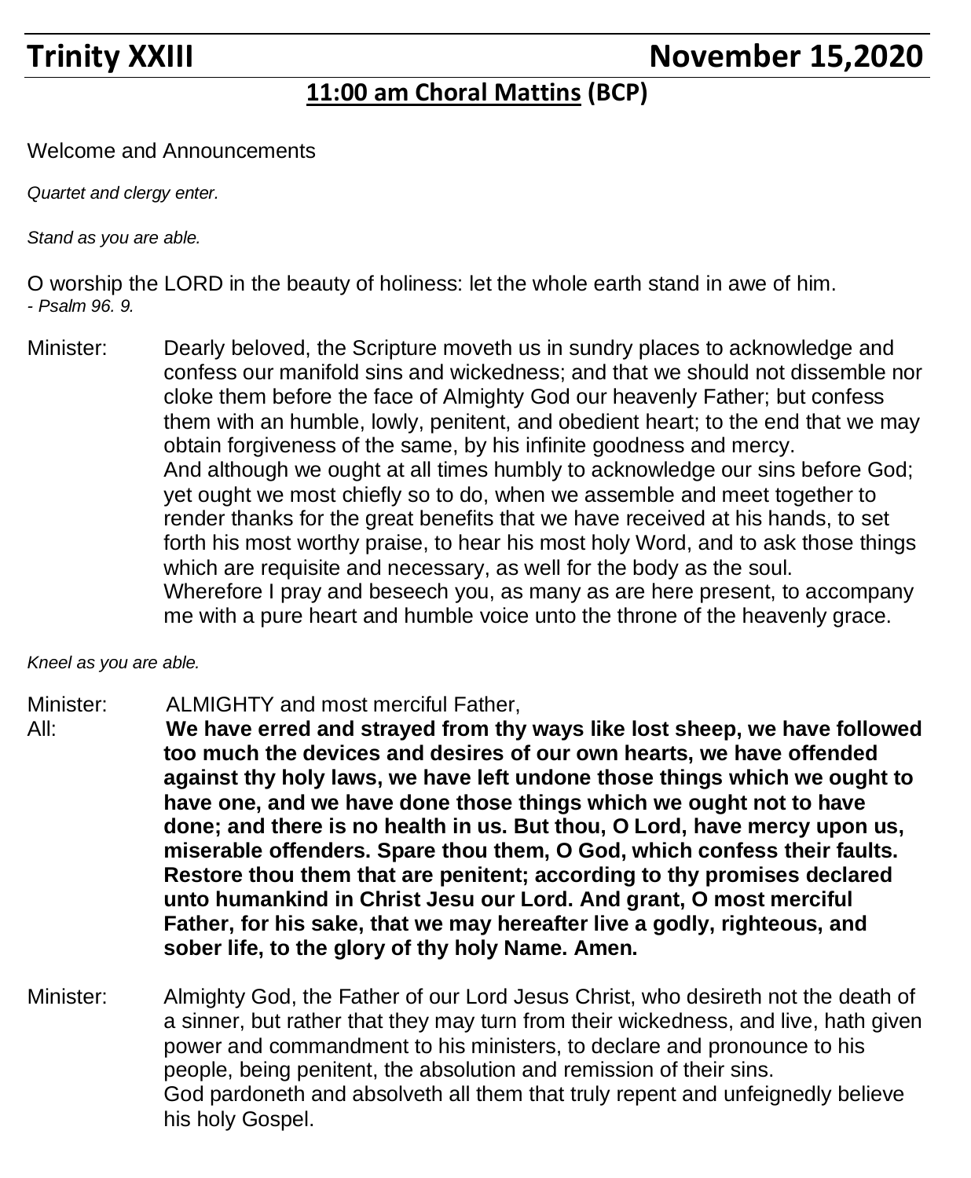# Trinity XXIII November 15,2020

## 11:00 am Choral Mattins (BCP)

Welcome and Announcements

*Quartet and clergy enter.*

*Stand as you are able.*

O worship the LORD in the beauty of holiness: let the whole earth stand in awe of him.
*- Psalm 96. 9.*

Minister: Dearly beloved, the Scripture moveth us in sundry places to acknowledge and confess our manifold sins and wickedness; and that we should not dissemble nor cloke them before the face of Almighty God our heavenly Father; but confess them with an humble, lowly, penitent, and obedient heart; to the end that we may obtain forgiveness of the same, by his infinite goodness and mercy.
And although we ought at all times humbly to acknowledge our sins before God; yet ought we most chiefly so to do, when we assemble and meet together to render thanks for the great benefits that we have received at his hands, to set forth his most worthy praise, to hear his most holy Word, and to ask those things which are requisite and necessary, as well for the body as the soul.
Wherefore I pray and beseech you, as many as are here present, to accompany me with a pure heart and humble voice unto the throne of the heavenly grace.

*Kneel as you are able.*

Minister: ALMIGHTY and most merciful Father,
All: **We have erred and strayed from thy ways like lost sheep, we have followed too much the devices and desires of our own hearts, we have offended against thy holy laws, we have left undone those things which we ought to have one, and we have done those things which we ought not to have done; and there is no health in us. But thou, O Lord, have mercy upon us, miserable offenders. Spare thou them, O God, which confess their faults. Restore thou them that are penitent; according to thy promises declared unto humankind in Christ Jesu our Lord. And grant, O most merciful Father, for his sake, that we may hereafter live a godly, righteous, and sober life, to the glory of thy holy Name. Amen.**

Minister: Almighty God, the Father of our Lord Jesus Christ, who desireth not the death of a sinner, but rather that they may turn from their wickedness, and live, hath given power and commandment to his ministers, to declare and pronounce to his people, being penitent, the absolution and remission of their sins.
God pardoneth and absolveth all them that truly repent and unfeignedly believe his holy Gospel.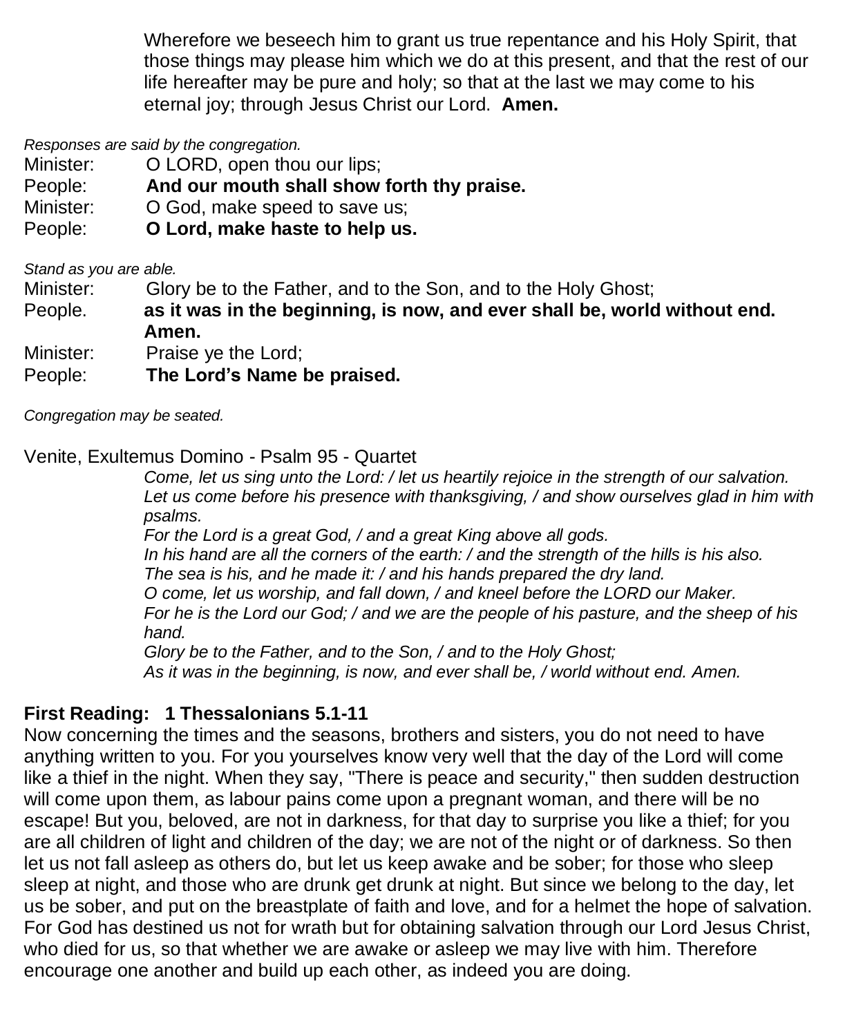Wherefore we beseech him to grant us true repentance and his Holy Spirit, that those things may please him which we do at this present, and that the rest of our life hereafter may be pure and holy; so that at the last we may come to his eternal joy; through Jesus Christ our Lord. **Amen.**

*Responses are said by the congregation.*

Minister: O LORD, open thou our lips;
People: **And our mouth shall show forth thy praise.**
Minister: O God, make speed to save us;
People: **O Lord, make haste to help us.**

*Stand as you are able.*

Minister: Glory be to the Father, and to the Son, and to the Holy Ghost;
People. **as it was in the beginning, is now, and ever shall be, world without end. Amen.**
Minister: Praise ye the Lord;
People: **The Lord's Name be praised.**

*Congregation may be seated.*

Venite, Exultemus Domino - Psalm 95 - Quartet

*Come, let us sing unto the Lord: / let us heartily rejoice in the strength of our salvation.*
*Let us come before his presence with thanksgiving, / and show ourselves glad in him with psalms.*
*For the Lord is a great God, / and a great King above all gods.*
*In his hand are all the corners of the earth: / and the strength of the hills is his also.*
*The sea is his, and he made it: / and his hands prepared the dry land.*
*O come, let us worship, and fall down, / and kneel before the LORD our Maker.*
*For he is the Lord our God; / and we are the people of his pasture, and the sheep of his hand.*
*Glory be to the Father, and to the Son, / and to the Holy Ghost;*
*As it was in the beginning, is now, and ever shall be, / world without end. Amen.*

**First Reading: 1 Thessalonians 5.1-11**

Now concerning the times and the seasons, brothers and sisters, you do not need to have anything written to you. For you yourselves know very well that the day of the Lord will come like a thief in the night. When they say, "There is peace and security," then sudden destruction will come upon them, as labour pains come upon a pregnant woman, and there will be no escape! But you, beloved, are not in darkness, for that day to surprise you like a thief; for you are all children of light and children of the day; we are not of the night or of darkness. So then let us not fall asleep as others do, but let us keep awake and be sober; for those who sleep sleep at night, and those who are drunk get drunk at night. But since we belong to the day, let us be sober, and put on the breastplate of faith and love, and for a helmet the hope of salvation. For God has destined us not for wrath but for obtaining salvation through our Lord Jesus Christ, who died for us, so that whether we are awake or asleep we may live with him. Therefore encourage one another and build up each other, as indeed you are doing.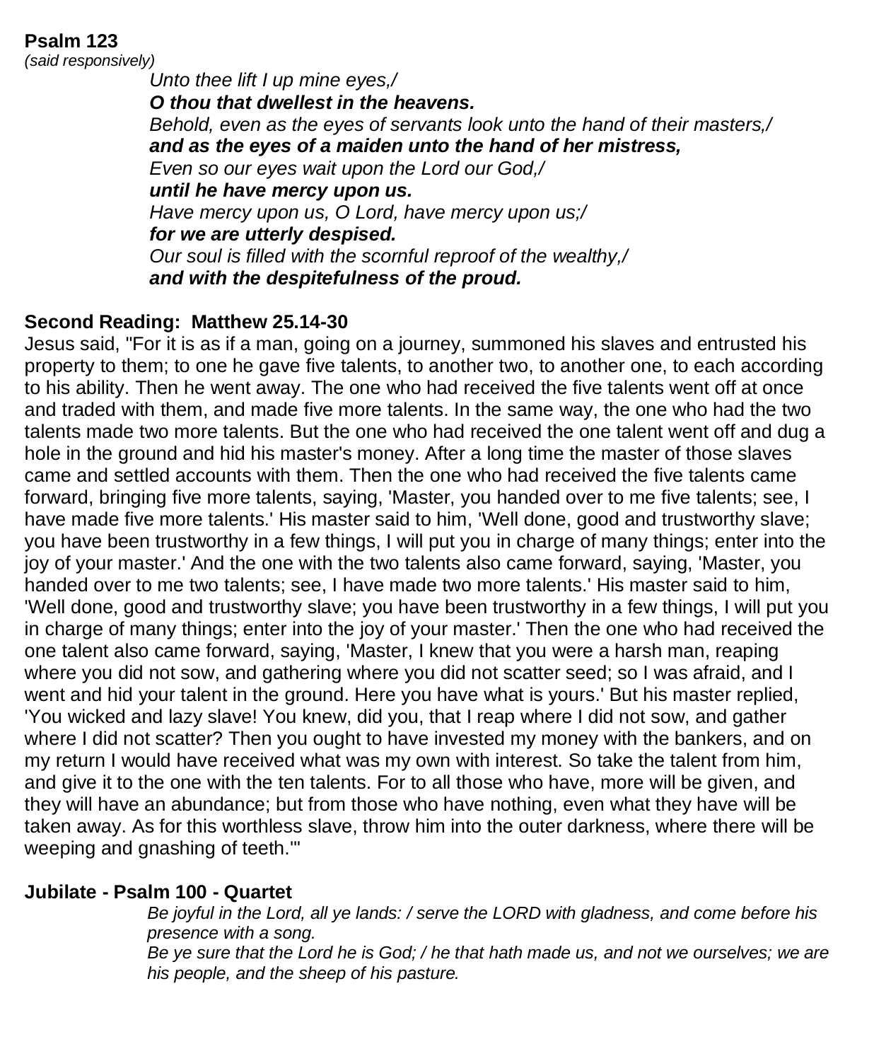**Psalm 123**
*(said responsively)*

*Unto thee lift I up mine eyes,/*
***O thou that dwellest in the heavens.***
*Behold, even as the eyes of servants look unto the hand of their masters,/*
***and as the eyes of a maiden unto the hand of her mistress,***
*Even so our eyes wait upon the Lord our God,/*
***until he have mercy upon us.***
*Have mercy upon us, O Lord, have mercy upon us;/*
***for we are utterly despised.***
*Our soul is filled with the scornful reproof of the wealthy,/*
***and with the despitefulness of the proud.***

**Second Reading: Matthew 25.14-30**

Jesus said, "For it is as if a man, going on a journey, summoned his slaves and entrusted his property to them; to one he gave five talents, to another two, to another one, to each according to his ability. Then he went away. The one who had received the five talents went off at once and traded with them, and made five more talents. In the same way, the one who had the two talents made two more talents. But the one who had received the one talent went off and dug a hole in the ground and hid his master's money. After a long time the master of those slaves came and settled accounts with them. Then the one who had received the five talents came forward, bringing five more talents, saying, 'Master, you handed over to me five talents; see, I have made five more talents.' His master said to him, 'Well done, good and trustworthy slave; you have been trustworthy in a few things, I will put you in charge of many things; enter into the joy of your master.' And the one with the two talents also came forward, saying, 'Master, you handed over to me two talents; see, I have made two more talents.' His master said to him, 'Well done, good and trustworthy slave; you have been trustworthy in a few things, I will put you in charge of many things; enter into the joy of your master.' Then the one who had received the one talent also came forward, saying, 'Master, I knew that you were a harsh man, reaping where you did not sow, and gathering where you did not scatter seed; so I was afraid, and I went and hid your talent in the ground. Here you have what is yours.' But his master replied, 'You wicked and lazy slave! You knew, did you, that I reap where I did not sow, and gather where I did not scatter? Then you ought to have invested my money with the bankers, and on my return I would have received what was my own with interest. So take the talent from him, and give it to the one with the ten talents. For to all those who have, more will be given, and they will have an abundance; but from those who have nothing, even what they have will be taken away. As for this worthless slave, throw him into the outer darkness, where there will be weeping and gnashing of teeth.'"

**Jubilate - Psalm 100 - Quartet**

*Be joyful in the Lord, all ye lands: / serve the LORD with gladness, and come before his presence with a song.*
*Be ye sure that the Lord he is God; / he that hath made us, and not we ourselves; we are his people, and the sheep of his pasture.*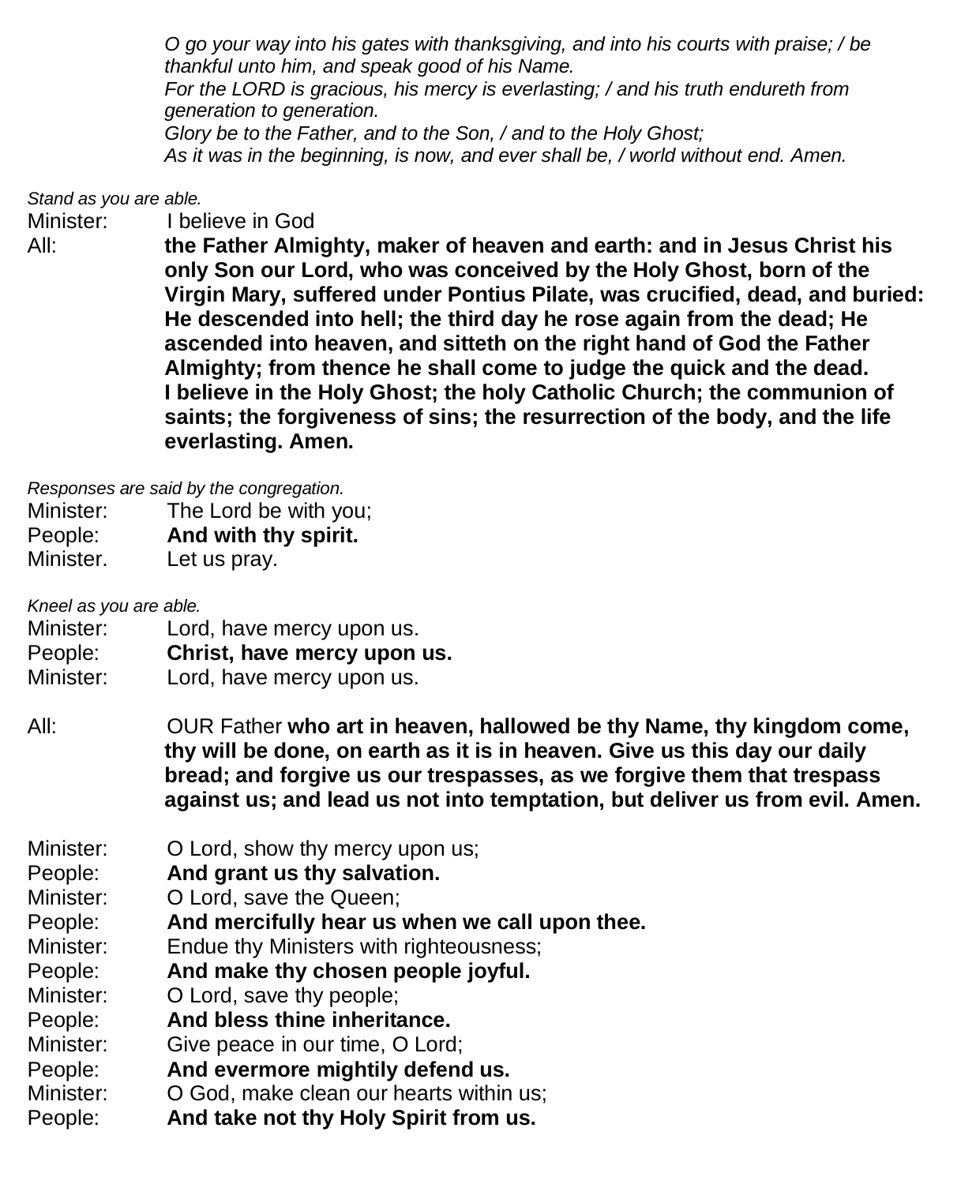*O go your way into his gates with thanksgiving, and into his courts with praise; / be thankful unto him, and speak good of his Name.*
*For the LORD is gracious, his mercy is everlasting; / and his truth endureth from generation to generation.*
*Glory be to the Father, and to the Son, / and to the Holy Ghost;*
*As it was in the beginning, is now, and ever shall be, / world without end. Amen.*

*Stand as you are able.*

Minister: I believe in God

All: **the Father Almighty, maker of heaven and earth: and in Jesus Christ his only Son our Lord, who was conceived by the Holy Ghost, born of the Virgin Mary, suffered under Pontius Pilate, was crucified, dead, and buried: He descended into hell; the third day he rose again from the dead; He ascended into heaven, and sitteth on the right hand of God the Father Almighty; from thence he shall come to judge the quick and the dead. I believe in the Holy Ghost; the holy Catholic Church; the communion of saints; the forgiveness of sins; the resurrection of the body, and the life everlasting. Amen.**

*Responses are said by the congregation.*

Minister: The Lord be with you;
People: **And with thy spirit.**
Minister. Let us pray.

*Kneel as you are able.*

Minister: Lord, have mercy upon us.
People: **Christ, have mercy upon us.**
Minister: Lord, have mercy upon us.

All: OUR Father **who art in heaven, hallowed be thy Name, thy kingdom come, thy will be done, on earth as it is in heaven. Give us this day our daily bread; and forgive us our trespasses, as we forgive them that trespass against us; and lead us not into temptation, but deliver us from evil. Amen.**

Minister: O Lord, show thy mercy upon us;
People: **And grant us thy salvation.**
Minister: O Lord, save the Queen;
People: **And mercifully hear us when we call upon thee.**
Minister: Endue thy Ministers with righteousness;
People: **And make thy chosen people joyful.**
Minister: O Lord, save thy people;
People: **And bless thine inheritance.**
Minister: Give peace in our time, O Lord;
People: **And evermore mightily defend us.**
Minister: O God, make clean our hearts within us;
People: **And take not thy Holy Spirit from us.**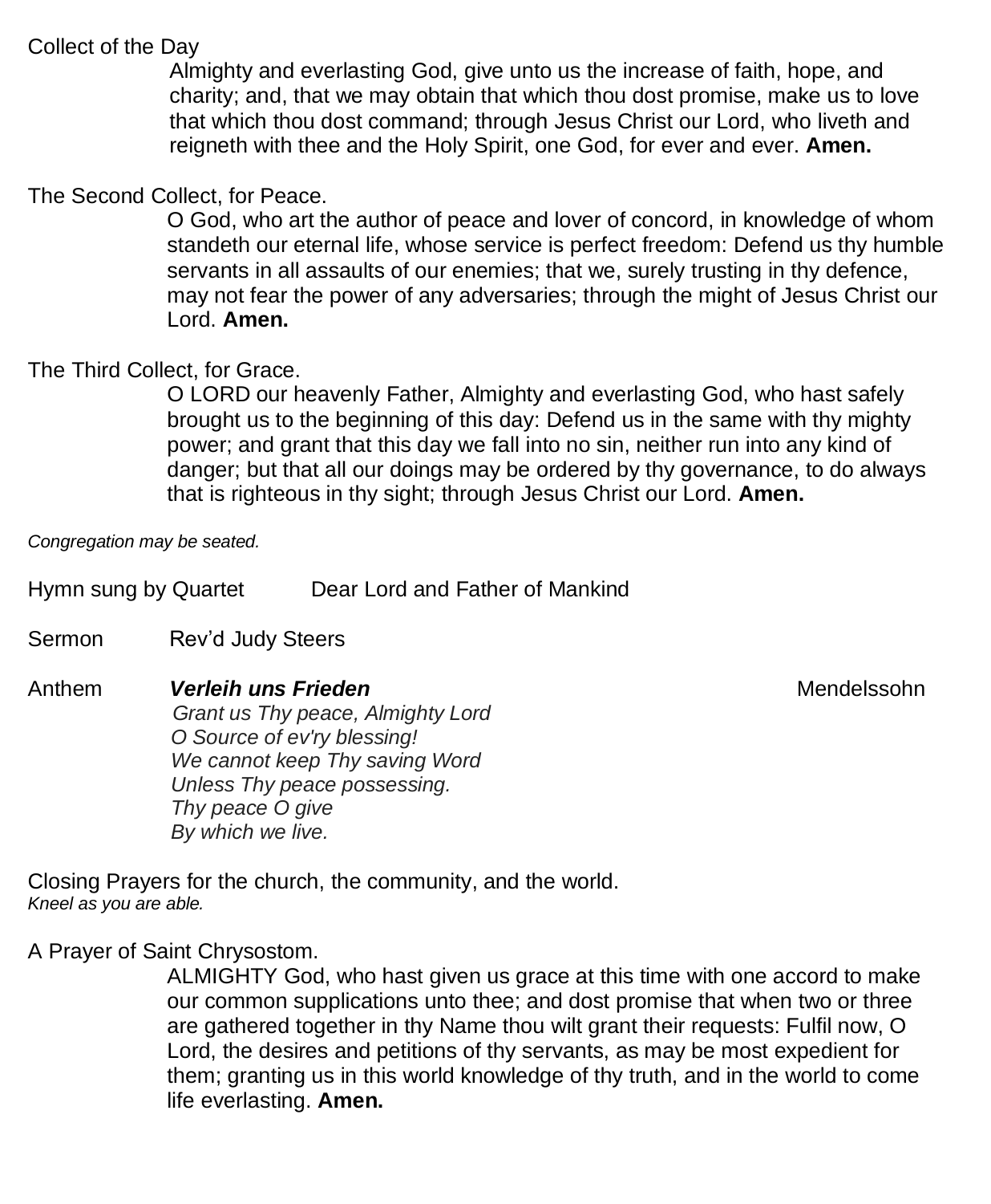Collect of the Day

Almighty and everlasting God, give unto us the increase of faith, hope, and charity; and, that we may obtain that which thou dost promise, make us to love that which thou dost command; through Jesus Christ our Lord, who liveth and reigneth with thee and the Holy Spirit, one God, for ever and ever. **Amen.**

The Second Collect, for Peace.

O God, who art the author of peace and lover of concord, in knowledge of whom standeth our eternal life, whose service is perfect freedom: Defend us thy humble servants in all assaults of our enemies; that we, surely trusting in thy defence, may not fear the power of any adversaries; through the might of Jesus Christ our Lord. **Amen.**

The Third Collect, for Grace.

O LORD our heavenly Father, Almighty and everlasting God, who hast safely brought us to the beginning of this day: Defend us in the same with thy mighty power; and grant that this day we fall into no sin, neither run into any kind of danger; but that all our doings may be ordered by thy governance, to do always that is righteous in thy sight; through Jesus Christ our Lord. **Amen.**

*Congregation may be seated.*

Hymn sung by Quartet Dear Lord and Father of Mankind

Sermon Rev'd Judy Steers

Anthem ***Verleih uns Frieden*** Mendelssohn

*Grant us Thy peace, Almighty Lord*
*O Source of ev'ry blessing!*
*We cannot keep Thy saving Word*
*Unless Thy peace possessing.*
*Thy peace O give*
*By which we live.*

Closing Prayers for the church, the community, and the world.
*Kneel as you are able.*

A Prayer of Saint Chrysostom.

ALMIGHTY God, who hast given us grace at this time with one accord to make our common supplications unto thee; and dost promise that when two or three are gathered together in thy Name thou wilt grant their requests: Fulfil now, O Lord, the desires and petitions of thy servants, as may be most expedient for them; granting us in this world knowledge of thy truth, and in the world to come life everlasting. **Amen.**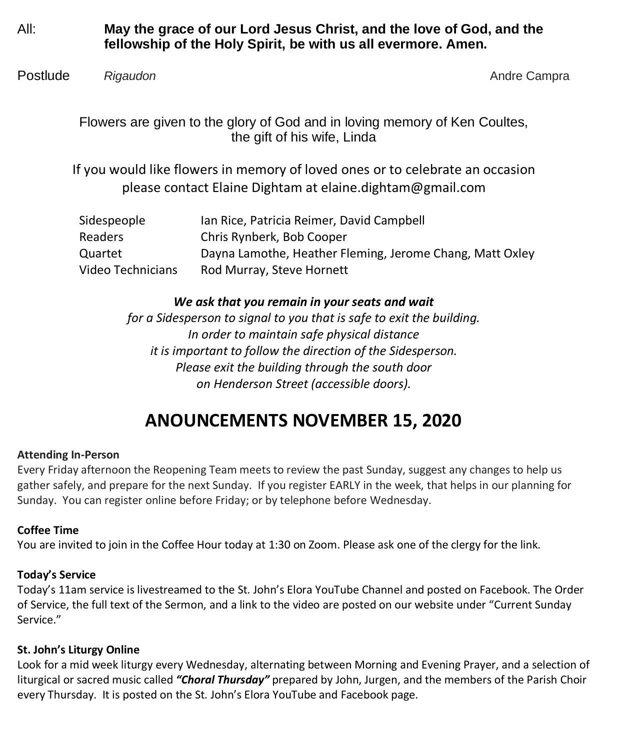All: **May the grace of our Lord Jesus Christ, and the love of God, and the fellowship of the Holy Spirit, be with us all evermore. Amen.**

Postlude *Rigaudon* Andre Campra

Flowers are given to the glory of God and in loving memory of Ken Coultes, the gift of his wife, Linda

If you would like flowers in memory of loved ones or to celebrate an occasion please contact Elaine Dightam at elaine.dightam@gmail.com

| | |
|---|---|
| Sidespeople | Ian Rice, Patricia Reimer, David Campbell |
| Readers | Chris Rynberk, Bob Cooper |
| Quartet | Dayna Lamothe, Heather Fleming, Jerome Chang, Matt Oxley |
| Video Technicians | Rod Murray, Steve Hornett |

***We ask that you remain in your seats and wait***
*for a Sidesperson to signal to you that is safe to exit the building.*
*In order to maintain safe physical distance*
*it is important to follow the direction of the Sidesperson.*
*Please exit the building through the south door*
*on Henderson Street (accessible doors).*

# ANOUNCEMENTS NOVEMBER 15, 2020

**Attending In-Person**
Every Friday afternoon the Reopening Team meets to review the past Sunday, suggest any changes to help us gather safely, and prepare for the next Sunday. If you register EARLY in the week, that helps in our planning for Sunday. You can register online before Friday; or by telephone before Wednesday.

**Coffee Time**
You are invited to join in the Coffee Hour today at 1:30 on Zoom. Please ask one of the clergy for the link.

**Today's Service**
Today's 11am service is livestreamed to the St. John's Elora YouTube Channel and posted on Facebook. The Order of Service, the full text of the Sermon, and a link to the video are posted on our website under "Current Sunday Service."

**St. John's Liturgy Online**
Look for a mid week liturgy every Wednesday, alternating between Morning and Evening Prayer, and a selection of liturgical or sacred music called ***"Choral Thursday"*** prepared by John, Jurgen, and the members of the Parish Choir every Thursday. It is posted on the St. John's Elora YouTube and Facebook page.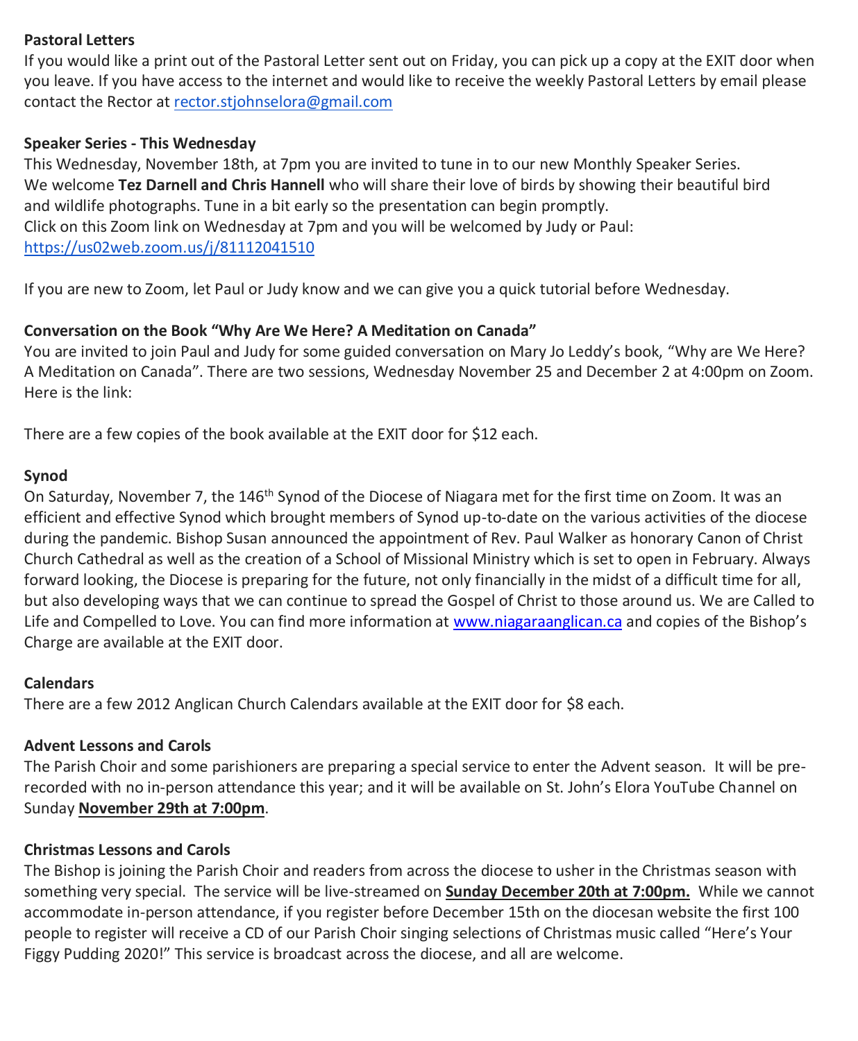**Pastoral Letters**

If you would like a print out of the Pastoral Letter sent out on Friday, you can pick up a copy at the EXIT door when you leave. If you have access to the internet and would like to receive the weekly Pastoral Letters by email please contact the Rector at rector.stjohnselora@gmail.com

**Speaker Series - This Wednesday**

This Wednesday, November 18th, at 7pm you are invited to tune in to our new Monthly Speaker Series. We welcome **Tez Darnell and Chris Hannell** who will share their love of birds by showing their beautiful bird and wildlife photographs. Tune in a bit early so the presentation can begin promptly.
Click on this Zoom link on Wednesday at 7pm and you will be welcomed by Judy or Paul:
https://us02web.zoom.us/j/81112041510

If you are new to Zoom, let Paul or Judy know and we can give you a quick tutorial before Wednesday.

**Conversation on the Book "Why Are We Here? A Meditation on Canada"**

You are invited to join Paul and Judy for some guided conversation on Mary Jo Leddy's book, "Why are We Here? A Meditation on Canada". There are two sessions, Wednesday November 25 and December 2 at 4:00pm on Zoom. Here is the link:

There are a few copies of the book available at the EXIT door for $12 each.

**Synod**

On Saturday, November 7, the 146th Synod of the Diocese of Niagara met for the first time on Zoom. It was an efficient and effective Synod which brought members of Synod up-to-date on the various activities of the diocese during the pandemic. Bishop Susan announced the appointment of Rev. Paul Walker as honorary Canon of Christ Church Cathedral as well as the creation of a School of Missional Ministry which is set to open in February. Always forward looking, the Diocese is preparing for the future, not only financially in the midst of a difficult time for all, but also developing ways that we can continue to spread the Gospel of Christ to those around us. We are Called to Life and Compelled to Love. You can find more information at www.niagaraanglican.ca and copies of the Bishop's Charge are available at the EXIT door.

**Calendars**

There are a few 2012 Anglican Church Calendars available at the EXIT door for $8 each.

**Advent Lessons and Carols**

The Parish Choir and some parishioners are preparing a special service to enter the Advent season. It will be pre-recorded with no in-person attendance this year; and it will be available on St. John's Elora YouTube Channel on Sunday **November 29th at 7:00pm**.

**Christmas Lessons and Carols**

The Bishop is joining the Parish Choir and readers from across the diocese to usher in the Christmas season with something very special. The service will be live-streamed on **Sunday December 20th at 7:00pm.** While we cannot accommodate in-person attendance, if you register before December 15th on the diocesan website the first 100 people to register will receive a CD of our Parish Choir singing selections of Christmas music called "Here's Your Figgy Pudding 2020!" This service is broadcast across the diocese, and all are welcome.